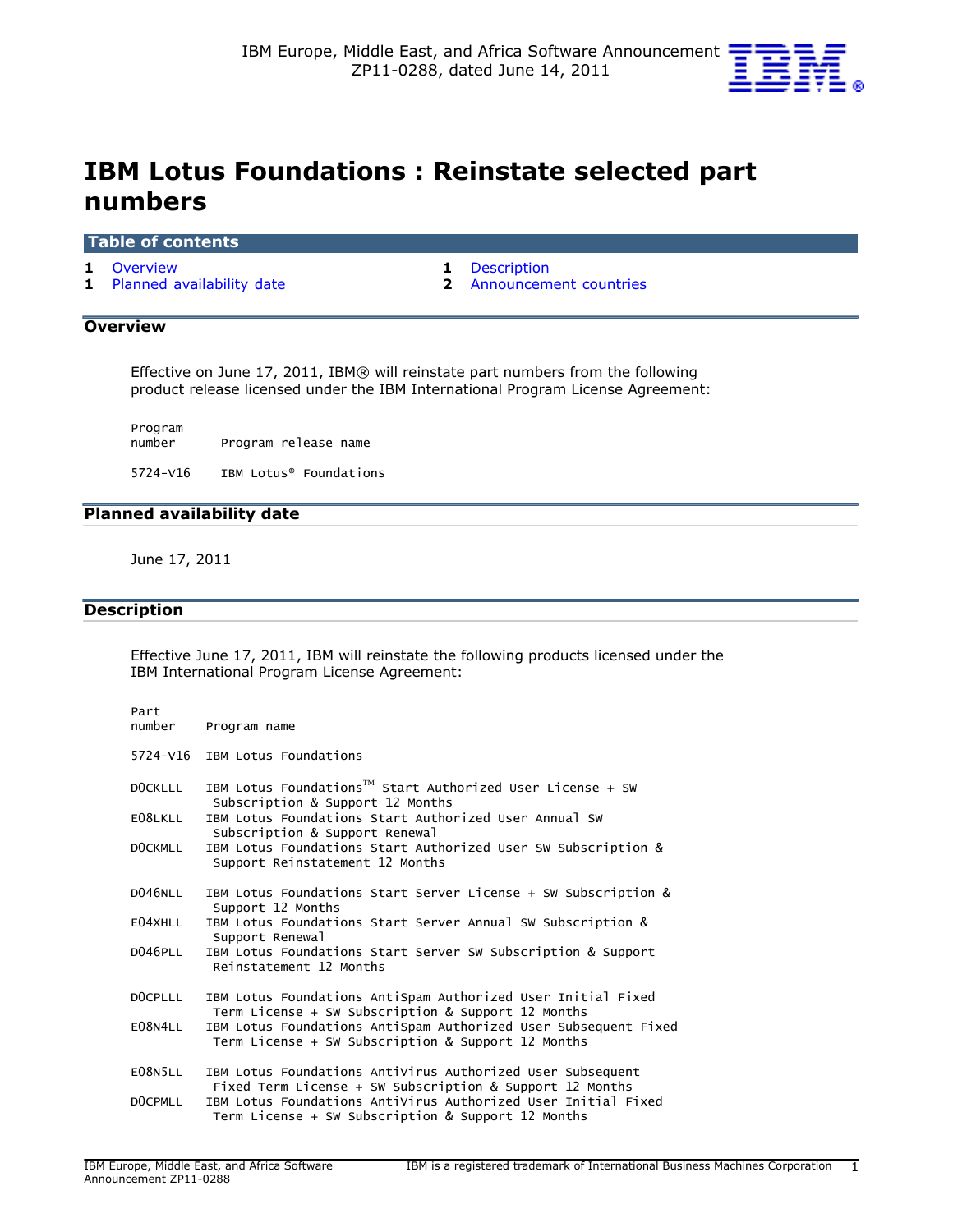IBM Europe, Middle East, and Africa Software Announcement ZP11-0288, dated June 14, 2011

# IBM Lotus Foundations : Reinstate selected part numbers

## Table of contents

- 1 Overview
- 1 Planned availability date
- 1 Description
- 2 Announcement countries

## Overview

Effective on June 17, 2011, IBM® will reinstate part numbers from the following product release licensed under the IBM International Program License Agreement:

| Program number | Program release name |
|---|---|
| 5724-V16 | IBM Lotus® Foundations |

## Planned availability date

June 17, 2011

## Description

Effective June 17, 2011, IBM will reinstate the following products licensed under the IBM International Program License Agreement:

| Part number | Program name |
|---|---|
| 5724-V16 | IBM Lotus Foundations |
| D0CKLLL | IBM Lotus Foundations™ Start Authorized User License + SW Subscription & Support 12 Months |
| E08LKLL | IBM Lotus Foundations Start Authorized User Annual SW Subscription & Support Renewal |
| D0CKMLL | IBM Lotus Foundations Start Authorized User SW Subscription & Support Reinstatement 12 Months |
| D046NLL | IBM Lotus Foundations Start Server License + SW Subscription & Support 12 Months |
| E04XHLL | IBM Lotus Foundations Start Server Annual SW Subscription & Support Renewal |
| D046PLL | IBM Lotus Foundations Start Server SW Subscription & Support Reinstatement 12 Months |
| D0CPLLL | IBM Lotus Foundations AntiSpam Authorized User Initial Fixed Term License + SW Subscription & Support 12 Months |
| E08N4LL | IBM Lotus Foundations AntiSpam Authorized User Subsequent Fixed Term License + SW Subscription & Support 12 Months |
| E08N5LL | IBM Lotus Foundations AntiVirus Authorized User Subsequent Fixed Term License + SW Subscription & Support 12 Months |
| D0CPMLL | IBM Lotus Foundations AntiVirus Authorized User Initial Fixed Term License + SW Subscription & Support 12 Months |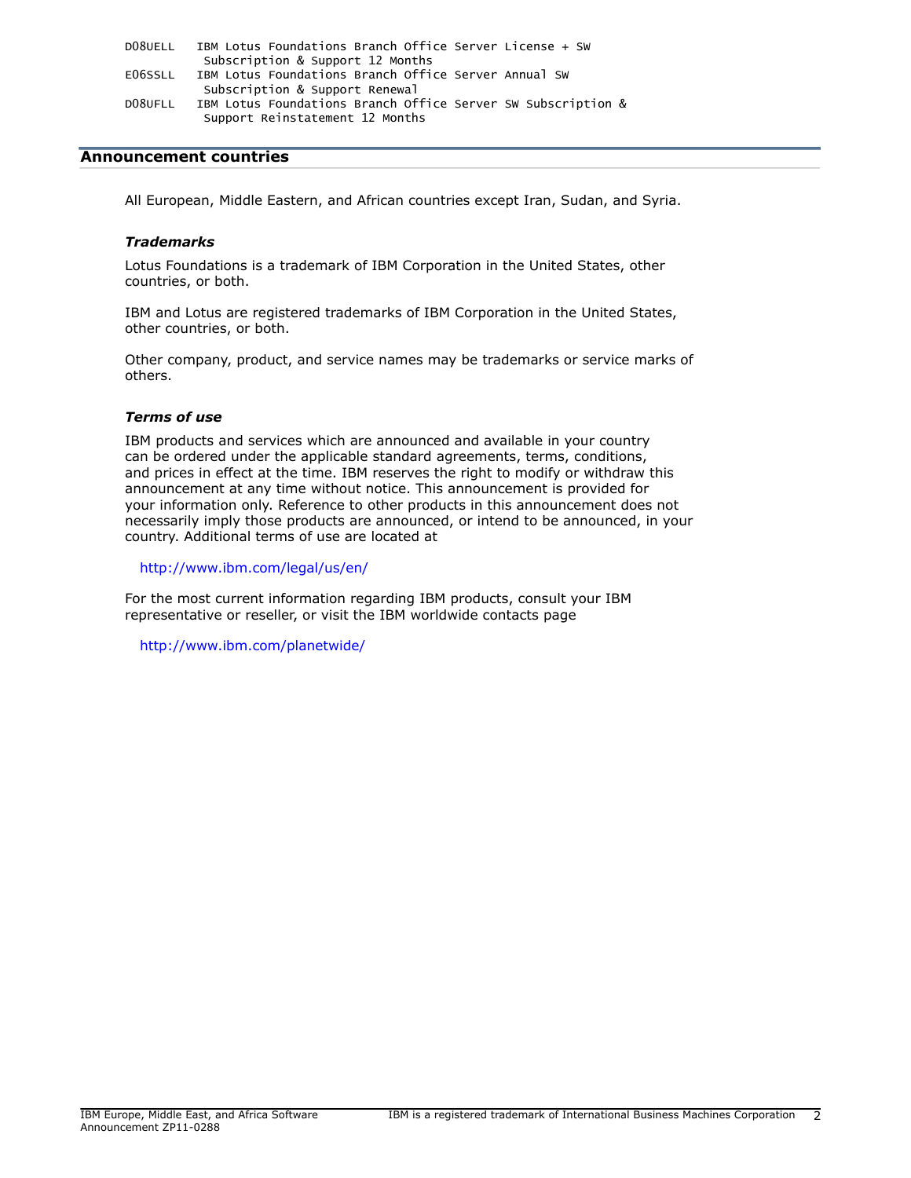```
D08UELL   IBM Lotus Foundations Branch Office Server License + SW
           Subscription & Support 12 Months
E06SSLL   IBM Lotus Foundations Branch Office Server Annual SW
           Subscription & Support Renewal
D08UFLL   IBM Lotus Foundations Branch Office Server SW Subscription &
           Support Reinstatement 12 Months
```

## Announcement countries

All European, Middle Eastern, and African countries except Iran, Sudan, and Syria.

### *Trademarks*

Lotus Foundations is a trademark of IBM Corporation in the United States, other countries, or both.

IBM and Lotus are registered trademarks of IBM Corporation in the United States, other countries, or both.

Other company, product, and service names may be trademarks or service marks of others.

### *Terms of use*

IBM products and services which are announced and available in your country can be ordered under the applicable standard agreements, terms, conditions, and prices in effect at the time. IBM reserves the right to modify or withdraw this announcement at any time without notice. This announcement is provided for your information only. Reference to other products in this announcement does not necessarily imply those products are announced, or intend to be announced, in your country. Additional terms of use are located at

http://www.ibm.com/legal/us/en/

For the most current information regarding IBM products, consult your IBM representative or reseller, or visit the IBM worldwide contacts page

http://www.ibm.com/planetwide/